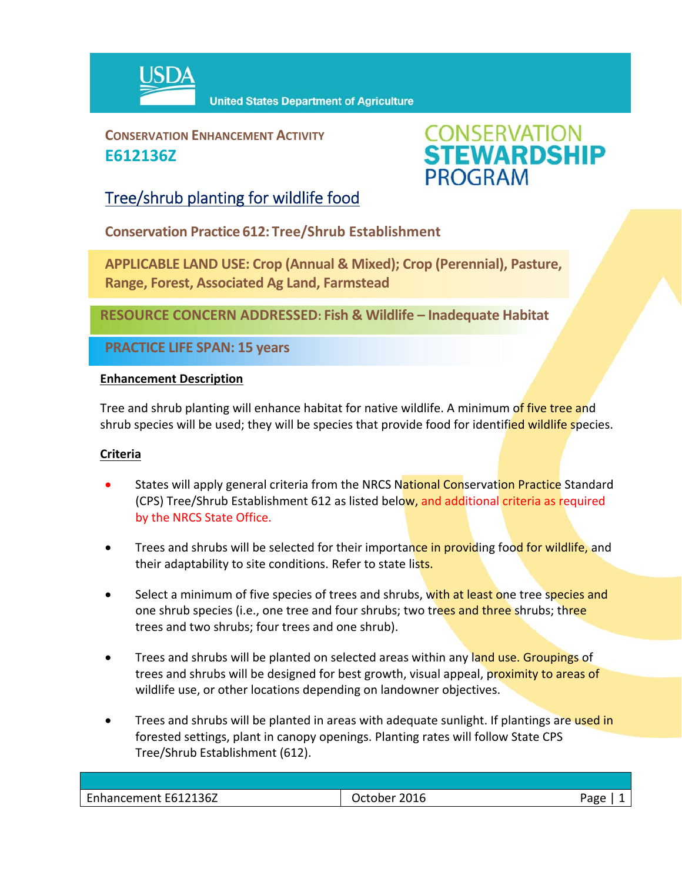USDA United States Department of Agriculture

**CONSERVATION ENHANCEMENT ACTIVITY**
**E612136Z**

**CONSERVATION STEWARDSHIP PROGRAM**

# Tree/shrub planting for wildlife food

## Conservation Practice 612: Tree/Shrub Establishment

**APPLICABLE LAND USE: Crop (Annual & Mixed); Crop (Perennial), Pasture, Range, Forest, Associated Ag Land, Farmstead**

**RESOURCE CONCERN ADDRESSED: Fish & Wildlife – Inadequate Habitat**

**PRACTICE LIFE SPAN: 15 years**

### Enhancement Description

Tree and shrub planting will enhance habitat for native wildlife. A minimum of five tree and shrub species will be used; they will be species that provide food for identified wildlife species.

### Criteria

- States will apply general criteria from the NRCS National Conservation Practice Standard (CPS) Tree/Shrub Establishment 612 as listed below, and additional criteria as required by the NRCS State Office.
- Trees and shrubs will be selected for their importance in providing food for wildlife, and their adaptability to site conditions. Refer to state lists.
- Select a minimum of five species of trees and shrubs, with at least one tree species and one shrub species (i.e., one tree and four shrubs; two trees and three shrubs; three trees and two shrubs; four trees and one shrub).
- Trees and shrubs will be planted on selected areas within any land use. Groupings of trees and shrubs will be designed for best growth, visual appeal, proximity to areas of wildlife use, or other locations depending on landowner objectives.
- Trees and shrubs will be planted in areas with adequate sunlight. If plantings are used in forested settings, plant in canopy openings. Planting rates will follow State CPS Tree/Shrub Establishment (612).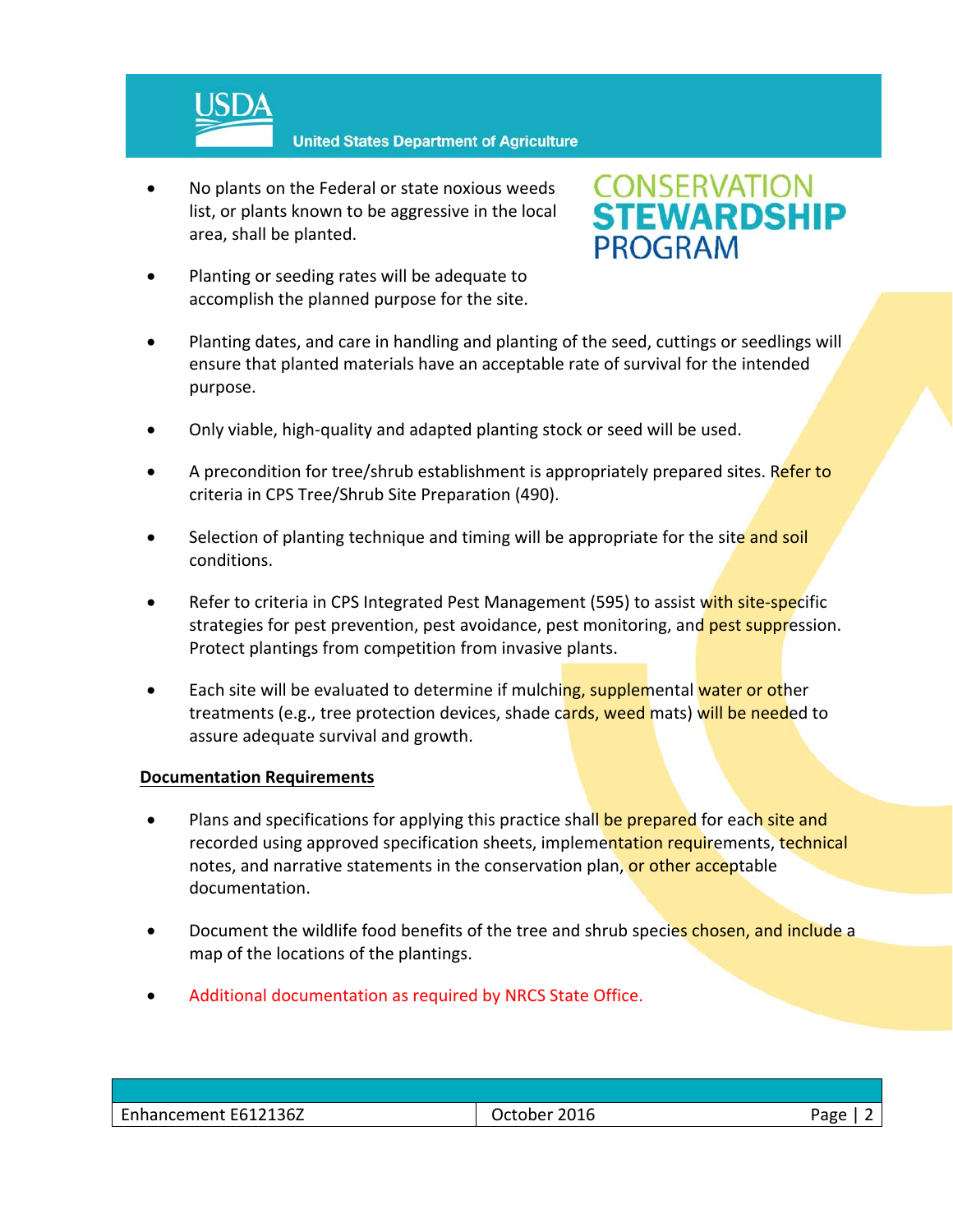- No plants on the Federal or state noxious weeds list, or plants known to be aggressive in the local area, shall be planted.
- Planting or seeding rates will be adequate to accomplish the planned purpose for the site.
- Planting dates, and care in handling and planting of the seed, cuttings or seedlings will ensure that planted materials have an acceptable rate of survival for the intended purpose.
- Only viable, high-quality and adapted planting stock or seed will be used.
- A precondition for tree/shrub establishment is appropriately prepared sites. Refer to criteria in CPS Tree/Shrub Site Preparation (490).
- Selection of planting technique and timing will be appropriate for the site and soil conditions.
- Refer to criteria in CPS Integrated Pest Management (595) to assist with site-specific strategies for pest prevention, pest avoidance, pest monitoring, and pest suppression. Protect plantings from competition from invasive plants.
- Each site will be evaluated to determine if mulching, supplemental water or other treatments (e.g., tree protection devices, shade cards, weed mats) will be needed to assure adequate survival and growth.

**Documentation Requirements**

- Plans and specifications for applying this practice shall be prepared for each site and recorded using approved specification sheets, implementation requirements, technical notes, and narrative statements in the conservation plan, or other acceptable documentation.
- Document the wildlife food benefits of the tree and shrub species chosen, and include a map of the locations of the plantings.
- Additional documentation as required by NRCS State Office.